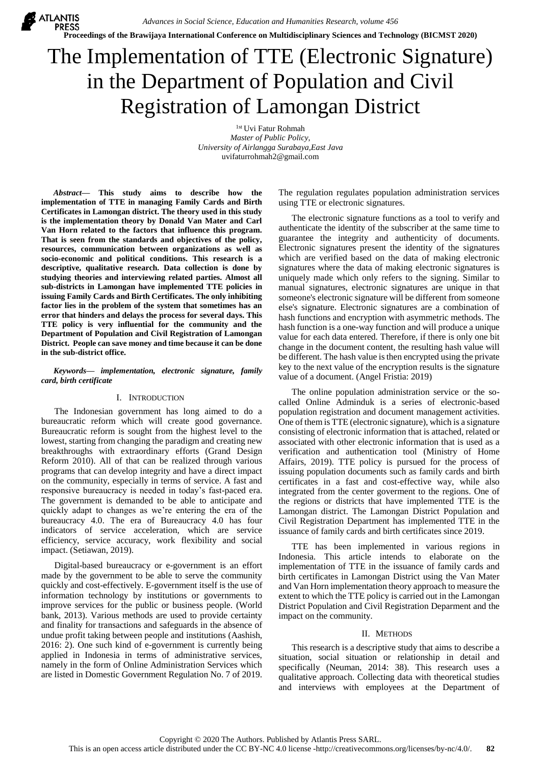# The Implementation of TTE (Electronic Signature) in the Department of Population and Civil Registration of Lamongan District

[1st] Uvi Fatur Rohmah
*Master of Public Policy,*
*University of Airlangga Surabaya,East Java*
uvifaturrohmah2@gmail.com

***Abstract*— This study aims to describe how the implementation of TTE in managing Family Cards and Birth Certificates in Lamongan district. The theory used in this study is the implementation theory by Donald Van Mater and Carl Van Horn related to the factors that influence this program. That is seen from the standards and objectives of the policy, resources, communication between organizations as well as socio-economic and political conditions. This research is a descriptive, qualitative research. Data collection is done by studying theories and interviewing related parties. Almost all sub-districts in Lamongan have implemented TTE policies in issuing Family Cards and Birth Certificates. The only inhibiting factor lies in the problem of the system that sometimes has an error that hinders and delays the process for several days. This TTE policy is very influential for the community and the Department of Population and Civil Registration of Lamongan District. People can save money and time because it can be done in the sub-district office.**

***Keywords*— *implementation, electronic signature, family card, birth certificate***

## I. Introduction

The Indonesian government has long aimed to do a bureaucratic reform which will create good governance. Bureaucratic reform is sought from the highest level to the lowest, starting from changing the paradigm and creating new breakthroughs with extraordinary efforts (Grand Design Reform 2010). All of that can be realized through various programs that can develop integrity and have a direct impact on the community, especially in terms of service. A fast and responsive bureaucracy is needed in today's fast-paced era. The government is demanded to be able to anticipate and quickly adapt to changes as we're entering the era of the bureaucracy 4.0. The era of Bureaucracy 4.0 has four indicators of service acceleration, which are service efficiency, service accuracy, work flexibility and social impact. (Setiawan, 2019).

Digital-based bureaucracy or e-government is an effort made by the government to be able to serve the community quickly and cost-effectively. E-government itself is the use of information technology by institutions or governments to improve services for the public or business people. (World bank, 2013). Various methods are used to provide certainty and finality for transactions and safeguards in the absence of undue profit taking between people and institutions (Aashish, 2016: 2). One such kind of e-government is currently being applied in Indonesia in terms of administrative services, namely in the form of Online Administration Services which are listed in Domestic Government Regulation No. 7 of 2019. The regulation regulates population administration services using TTE or electronic signatures.

The electronic signature functions as a tool to verify and authenticate the identity of the subscriber at the same time to guarantee the integrity and authenticity of documents. Electronic signatures present the identity of the signatures which are verified based on the data of making electronic signatures where the data of making electronic signatures is uniquely made which only refers to the signing. Similar to manual signatures, electronic signatures are unique in that someone's electronic signature will be different from someone else's signature. Electronic signatures are a combination of hash functions and encryption with asymmetric methods. The hash function is a one-way function and will produce a unique value for each data entered. Therefore, if there is only one bit change in the document content, the resulting hash value will be different. The hash value is then encrypted using the private key to the next value of the encryption results is the signature value of a document. (Angel Fristia: 2019)

The online population administration service or the so-called Online Adminduk is a series of electronic-based population registration and document management activities. One of them is TTE (electronic signature), which is a signature consisting of electronic information that is attached, related or associated with other electronic information that is used as a verification and authentication tool (Ministry of Home Affairs, 2019). TTE policy is pursued for the process of issuing population documents such as family cards and birth certificates in a fast and cost-effective way, while also integrated from the center goverment to the regions. One of the regions or districts that have implemented TTE is the Lamongan district. The Lamongan District Population and Civil Registration Department has implemented TTE in the issuance of family cards and birth certificates since 2019.

TTE has been implemented in various regions in Indonesia. This article intends to elaborate on the implementation of TTE in the issuance of family cards and birth certificates in Lamongan District using the Van Mater and Van Horn implementation theory approach to measure the extent to which the TTE policy is carried out in the Lamongan District Population and Civil Registration Deparment and the impact on the community.

## II. Methods

This research is a descriptive study that aims to describe a situation, social situation or relationship in detail and specifically (Neuman, 2014: 38). This research uses a qualitative approach. Collecting data with theoretical studies and interviews with employees at the Department of

Copyright © 2020 The Authors. Published by Atlantis Press SARL.
This is an open access article distributed under the CC BY-NC 4.0 license -http://creativecommons.org/licenses/by-nc/4.0/.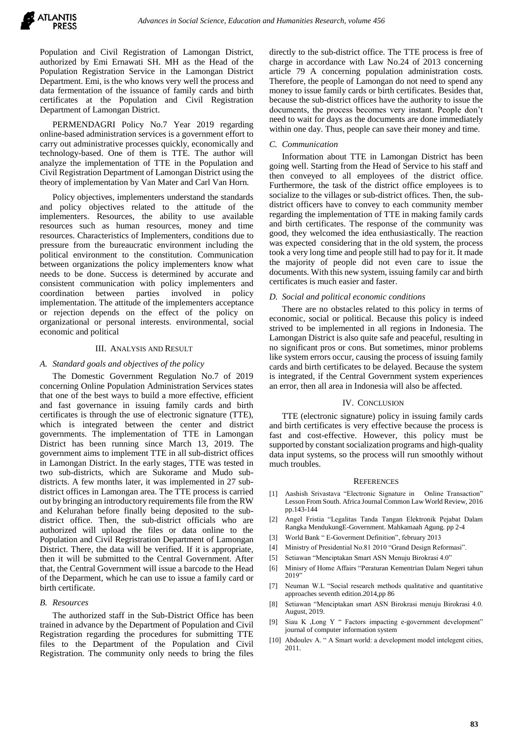Population and Civil Registration of Lamongan District, authorized by Emi Ernawati SH. MH as the Head of the Population Registration Service in the Lamongan District Department. Emi, is the who knows very well the process and data fermentation of the issuance of family cards and birth certificates at the Population and Civil Registration Department of Lamongan District.

PERMENDAGRI Policy No.7 Year 2019 regarding online-based administration services is a government effort to carry out administrative processes quickly, economically and technology-based. One of them is TTE. The author will analyze the implementation of TTE in the Population and Civil Registration Department of Lamongan District using the theory of implementation by Van Mater and Carl Van Horn.

Policy objectives, implementers understand the standards and policy objectives related to the attitude of the implementers. Resources, the ability to use available resources such as human resources, money and time resources. Characteristics of Implementers, conditions due to pressure from the bureaucratic environment including the political environment to the constitution. Communication between organizations the policy implementers know what needs to be done. Success is determined by accurate and consistent communication with policy implementers and coordination between parties involved in policy implementation. The attitude of the implementers acceptance or rejection depends on the effect of the policy on organizational or personal interests. environmental, social economic and political

## III. Analysis and Result

### A. *Standard goals and objectives of the policy*

The Domestic Government Regulation No.7 of 2019 concerning Online Population Administration Services states that one of the best ways to build a more effective, efficient and fast governance in issuing family cards and birth certificates is through the use of electronic signature (TTE), which is integrated between the center and district governments. The implementation of TTE in Lamongan District has been running since March 13, 2019. The government aims to implement TTE in all sub-district offices in Lamongan District. In the early stages, TTE was tested in two sub-districts, which are Sukorame and Mudo sub-districts. A few months later, it was implemented in 27 sub-district offices in Lamongan area. The TTE process is carried out by bringing an introductory requirements file from the RW and Kelurahan before finally being deposited to the sub-district office. Then, the sub-district officials who are authorized will upload the files or data online to the Population and Civil Regristration Department of Lamongan District. There, the data will be verified. If it is appropriate, then it will be submitted to the Central Government. After that, the Central Government will issue a barcode to the Head of the Deparment, which he can use to issue a family card or birth certificate.

### B. *Resources*

The authorized staff in the Sub-District Office has been trained in advance by the Department of Population and Civil Registration regarding the procedures for submitting TTE files to the Department of the Population and Civil Registration. The community only needs to bring the files directly to the sub-district office. The TTE process is free of charge in accordance with Law No.24 of 2013 concerning article 79 A concerning population administration costs. Therefore, the people of Lamongan do not need to spend any money to issue family cards or birth certificates. Besides that, because the sub-district offices have the authority to issue the documents, the process becomes very instant. People don't need to wait for days as the documents are done immediately within one day. Thus, people can save their money and time.

### C. *Communication*

Information about TTE in Lamongan District has been going well. Starting from the Head of Service to his staff and then conveyed to all employees of the district office. Furthermore, the task of the district office employees is to socialize to the villages or sub-district offices. Then, the sub-district officers have to convey to each community member regarding the implementation of TTE in making family cards and birth certificates. The response of the community was good, they welcomed the idea enthusiastically. The reaction was expected considering that in the old system, the process took a very long time and people still had to pay for it. It made the majority of people did not even care to issue the documents. With this new system, issuing family car and birth certificates is much easier and faster.

### D. *Social and political economic conditions*

There are no obstacles related to this policy in terms of economic, social or political. Because this policy is indeed strived to be implemented in all regions in Indonesia. The Lamongan District is also quite safe and peaceful, resulting in no significant pros or cons. But sometimes, minor problems like system errors occur, causing the process of issuing family cards and birth certificates to be delayed. Because the system is integrated, if the Central Government system experiences an error, then all area in Indonesia will also be affected.

## IV. Conclusion

TTE (electronic signature) policy in issuing family cards and birth certificates is very effective because the process is fast and cost-effective. However, this policy must be supported by constant socialization programs and high-quality data input systems, so the process will run smoothly without much troubles.

## References

[1] Aashish Srivastava "Electronic Signature in Online Transaction" Lesson From South. Africa Journal Common Law World Review, 2016 pp.143-144

[2] Angel Fristia "Legalitas Tanda Tangan Elektronik Pejabat Dalam Rangka MendukungE-Government. Mahkamaah Agung. pp 2-4

[3] World Bank " E-Goverment Definition", february 2013

[4] Ministry of Presidential No.81 2010 "Grand Design Reformasi".

[5] Setiawan "Menciptakan Smart ASN Menuju Birokrasi 4.0"

[6] Minisry of Home Affairs "Peraturan Kementrian Dalam Negeri tahun 2019"

[7] Neuman W.L "Social research methods qualitative and quantitative approaches seventh edition.2014,pp 86

[8] Setiawan "Menciptakan smart ASN Birokrasi menuju Birokrasi 4.0. August, 2019.

[9] Siau K ,Long Y " Factors impacting e-government development" journal of computer information system

[10] Abdoulev A. " A Smart world: a development model intelegent cities, 2011.